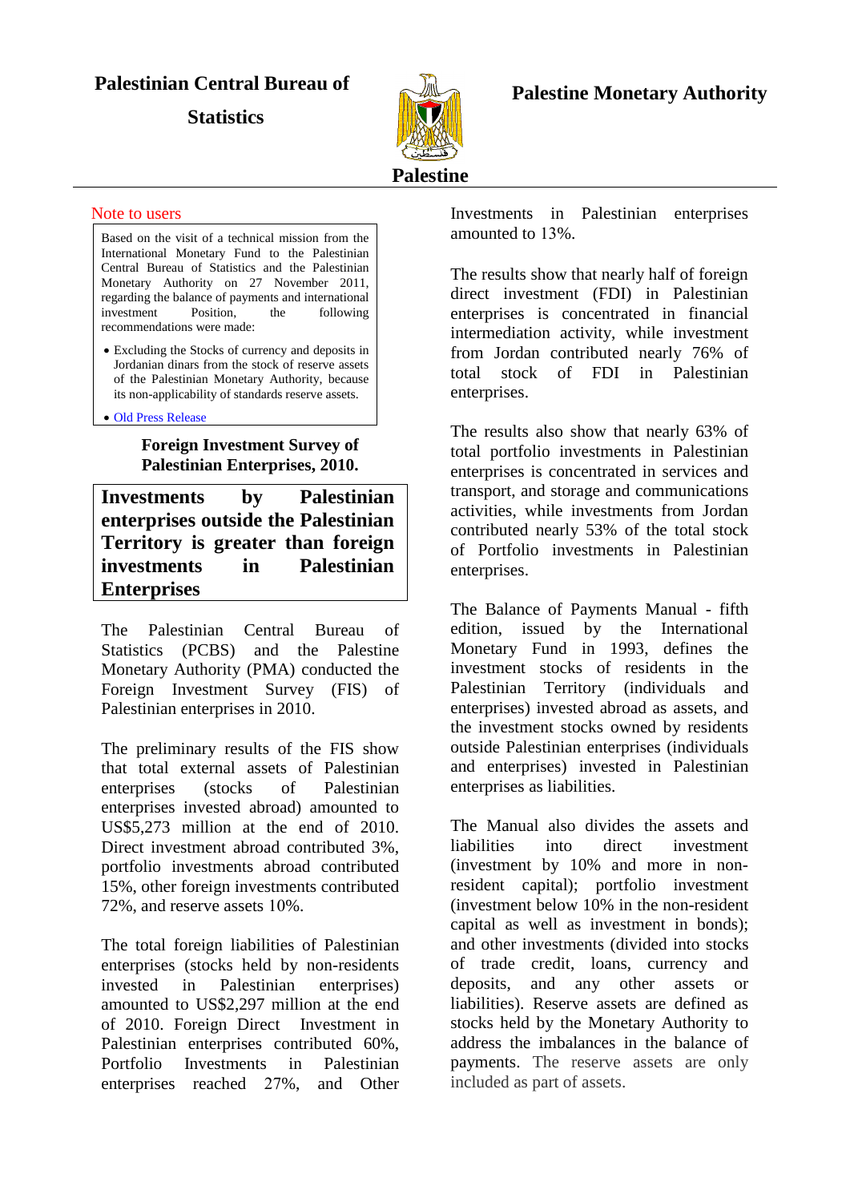**Palestinian Central Bureau of Statistics**

**Palestine**

**Palestine Monetary Authority**

Note to users

Based on the visit of a technical mission from the International Monetary Fund to the Palestinian Central Bureau of Statistics and the Palestinian Monetary Authority on 27 November 2011, regarding the balance of payments and international investment Position, the following recommendations were made:

- Excluding the Stocks of currency and deposits in Jordanian dinars from the stock of reserve assets of the Palestinian Monetary Authority, because its non-applicability of standards reserve assets.
- Old Press Release

**Foreign Investment Survey of Palestinian Enterprises, 2010.**

# Investments by Palestinian enterprises outside the Palestinian Territory is greater than foreign investments in Palestinian Enterprises

The Palestinian Central Bureau of Statistics (PCBS) and the Palestine Monetary Authority (PMA) conducted the Foreign Investment Survey (FIS) of Palestinian enterprises in 2010.

The preliminary results of the FIS show that total external assets of Palestinian enterprises (stocks of Palestinian enterprises invested abroad) amounted to US$5,273 million at the end of 2010. Direct investment abroad contributed 3%, portfolio investments abroad contributed 15%, other foreign investments contributed 72%, and reserve assets 10%.

The total foreign liabilities of Palestinian enterprises (stocks held by non-residents invested in Palestinian enterprises) amounted to US$2,297 million at the end of 2010. Foreign Direct Investment in Palestinian enterprises contributed 60%, Portfolio Investments in Palestinian enterprises reached 27%, and Other Investments in Palestinian enterprises amounted to 13%.

The results show that nearly half of foreign direct investment (FDI) in Palestinian enterprises is concentrated in financial intermediation activity, while investment from Jordan contributed nearly 76% of total stock of FDI in Palestinian enterprises.

The results also show that nearly 63% of total portfolio investments in Palestinian enterprises is concentrated in services and transport, and storage and communications activities, while investments from Jordan contributed nearly 53% of the total stock of Portfolio investments in Palestinian enterprises.

The Balance of Payments Manual - fifth edition, issued by the International Monetary Fund in 1993, defines the investment stocks of residents in the Palestinian Territory (individuals and enterprises) invested abroad as assets, and the investment stocks owned by residents outside Palestinian enterprises (individuals and enterprises) invested in Palestinian enterprises as liabilities.

The Manual also divides the assets and liabilities into direct investment (investment by 10% and more in non-resident capital); portfolio investment (investment below 10% in the non-resident capital as well as investment in bonds); and other investments (divided into stocks of trade credit, loans, currency and deposits, and any other assets or liabilities). Reserve assets are defined as stocks held by the Monetary Authority to address the imbalances in the balance of payments. The reserve assets are only included as part of assets.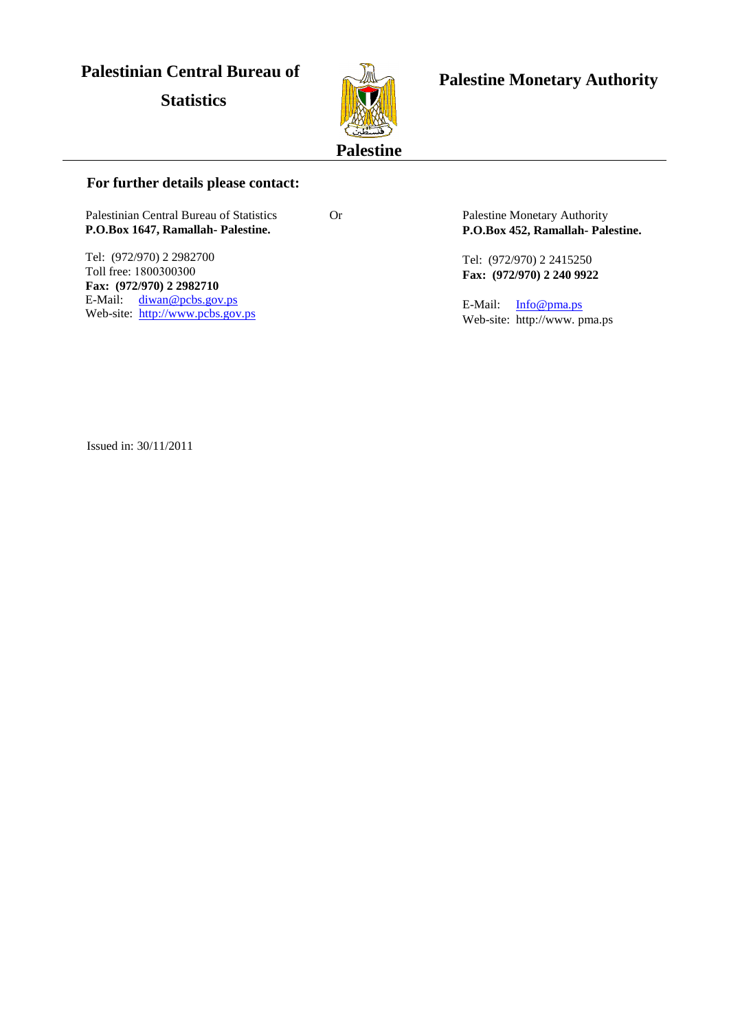**Palestinian Central Bureau of Statistics**

**Palestine Monetary Authority**

**Palestine**

## For further details please contact:

Palestinian Central Bureau of Statistics
**P.O.Box 1647, Ramallah- Palestine.**

Tel: (972/970) 2 2982700
Toll free: 1800300300
**Fax: (972/970) 2 2982710**
E-Mail: diwan@pcbs.gov.ps
Web-site: http://www.pcbs.gov.ps

Or

Palestine Monetary Authority
**P.O.Box 452, Ramallah- Palestine.**

Tel: (972/970) 2 2415250
**Fax: (972/970) 2 240 9922**

E-Mail: Info@pma.ps
Web-site: http://www. pma.ps

Issued in: 30/11/2011